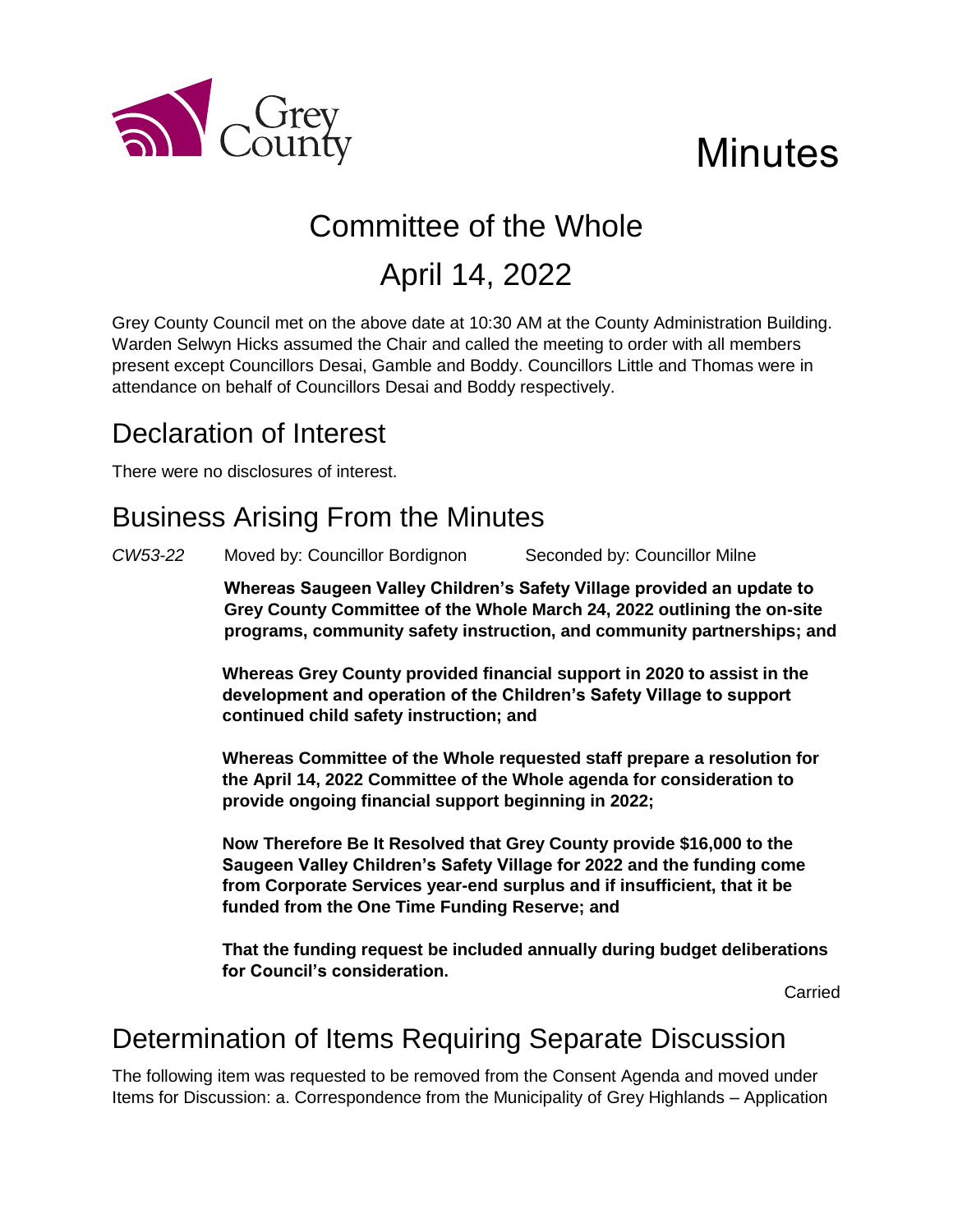Grey County

# Minutes

## Committee of the Whole

## April 14, 2022

Grey County Council met on the above date at 10:30 AM at the County Administration Building. Warden Selwyn Hicks assumed the Chair and called the meeting to order with all members present except Councillors Desai, Gamble and Boddy. Councillors Little and Thomas were in attendance on behalf of Councillors Desai and Boddy respectively.

## Declaration of Interest

There were no disclosures of interest.

## Business Arising From the Minutes

*CW53-22* Moved by: Councillor Bordignon Seconded by: Councillor Milne

**Whereas Saugeen Valley Children's Safety Village provided an update to Grey County Committee of the Whole March 24, 2022 outlining the on-site programs, community safety instruction, and community partnerships; and**

**Whereas Grey County provided financial support in 2020 to assist in the development and operation of the Children's Safety Village to support continued child safety instruction; and**

**Whereas Committee of the Whole requested staff prepare a resolution for the April 14, 2022 Committee of the Whole agenda for consideration to provide ongoing financial support beginning in 2022;**

**Now Therefore Be It Resolved that Grey County provide $16,000 to the Saugeen Valley Children's Safety Village for 2022 and the funding come from Corporate Services year-end surplus and if insufficient, that it be funded from the One Time Funding Reserve; and**

**That the funding request be included annually during budget deliberations for Council's consideration.**

Carried

## Determination of Items Requiring Separate Discussion

The following item was requested to be removed from the Consent Agenda and moved under Items for Discussion: a. Correspondence from the Municipality of Grey Highlands – Application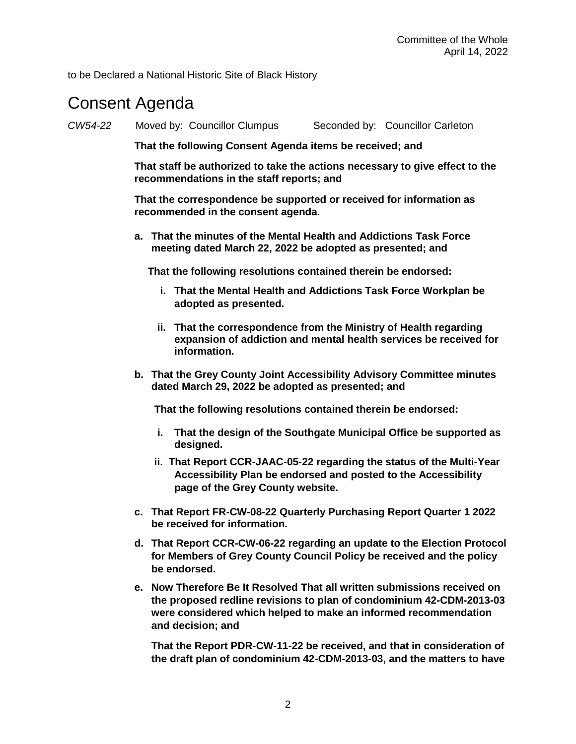to be Declared a National Historic Site of Black History

# Consent Agenda

*CW54-22* Moved by: Councillor Clumpus Seconded by: Councillor Carleton

**That the following Consent Agenda items be received; and**

**That staff be authorized to take the actions necessary to give effect to the recommendations in the staff reports; and**

**That the correspondence be supported or received for information as recommended in the consent agenda.**

**a. That the minutes of the Mental Health and Addictions Task Force meeting dated March 22, 2022 be adopted as presented; and**

**That the following resolutions contained therein be endorsed:**

   **i. That the Mental Health and Addictions Task Force Workplan be adopted as presented.**

   **ii. That the correspondence from the Ministry of Health regarding expansion of addiction and mental health services be received for information.**

**b. That the Grey County Joint Accessibility Advisory Committee minutes dated March 29, 2022 be adopted as presented; and**

**That the following resolutions contained therein be endorsed:**

   **i. That the design of the Southgate Municipal Office be supported as designed.**

   **ii. That Report CCR-JAAC-05-22 regarding the status of the Multi-Year Accessibility Plan be endorsed and posted to the Accessibility page of the Grey County website.**

**c. That Report FR-CW-08-22 Quarterly Purchasing Report Quarter 1 2022 be received for information.**

**d. That Report CCR-CW-06-22 regarding an update to the Election Protocol for Members of Grey County Council Policy be received and the policy be endorsed.**

**e. Now Therefore Be It Resolved That all written submissions received on the proposed redline revisions to plan of condominium 42-CDM-2013-03 were considered which helped to make an informed recommendation and decision; and**

**That the Report PDR-CW-11-22 be received, and that in consideration of the draft plan of condominium 42-CDM-2013-03, and the matters to have**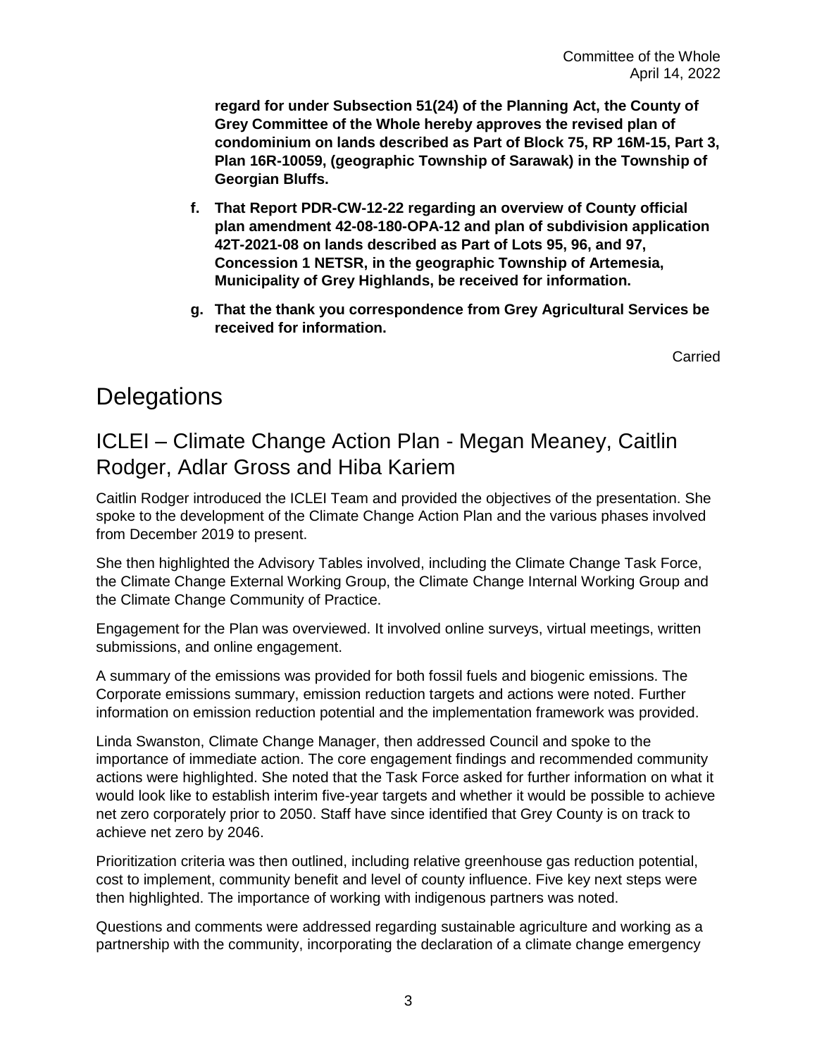**regard for under Subsection 51(24) of the Planning Act, the County of Grey Committee of the Whole hereby approves the revised plan of condominium on lands described as Part of Block 75, RP 16M-15, Part 3, Plan 16R-10059, (geographic Township of Sarawak) in the Township of Georgian Bluffs.**

**f. That Report PDR-CW-12-22 regarding an overview of County official plan amendment 42-08-180-OPA-12 and plan of subdivision application 42T-2021-08 on lands described as Part of Lots 95, 96, and 97, Concession 1 NETSR, in the geographic Township of Artemesia, Municipality of Grey Highlands, be received for information.**

**g. That the thank you correspondence from Grey Agricultural Services be received for information.**

Carried

# Delegations

## ICLEI – Climate Change Action Plan - Megan Meaney, Caitlin Rodger, Adlar Gross and Hiba Kariem

Caitlin Rodger introduced the ICLEI Team and provided the objectives of the presentation. She spoke to the development of the Climate Change Action Plan and the various phases involved from December 2019 to present.

She then highlighted the Advisory Tables involved, including the Climate Change Task Force, the Climate Change External Working Group, the Climate Change Internal Working Group and the Climate Change Community of Practice.

Engagement for the Plan was overviewed. It involved online surveys, virtual meetings, written submissions, and online engagement.

A summary of the emissions was provided for both fossil fuels and biogenic emissions. The Corporate emissions summary, emission reduction targets and actions were noted. Further information on emission reduction potential and the implementation framework was provided.

Linda Swanston, Climate Change Manager, then addressed Council and spoke to the importance of immediate action. The core engagement findings and recommended community actions were highlighted. She noted that the Task Force asked for further information on what it would look like to establish interim five-year targets and whether it would be possible to achieve net zero corporately prior to 2050. Staff have since identified that Grey County is on track to achieve net zero by 2046.

Prioritization criteria was then outlined, including relative greenhouse gas reduction potential, cost to implement, community benefit and level of county influence. Five key next steps were then highlighted. The importance of working with indigenous partners was noted.

Questions and comments were addressed regarding sustainable agriculture and working as a partnership with the community, incorporating the declaration of a climate change emergency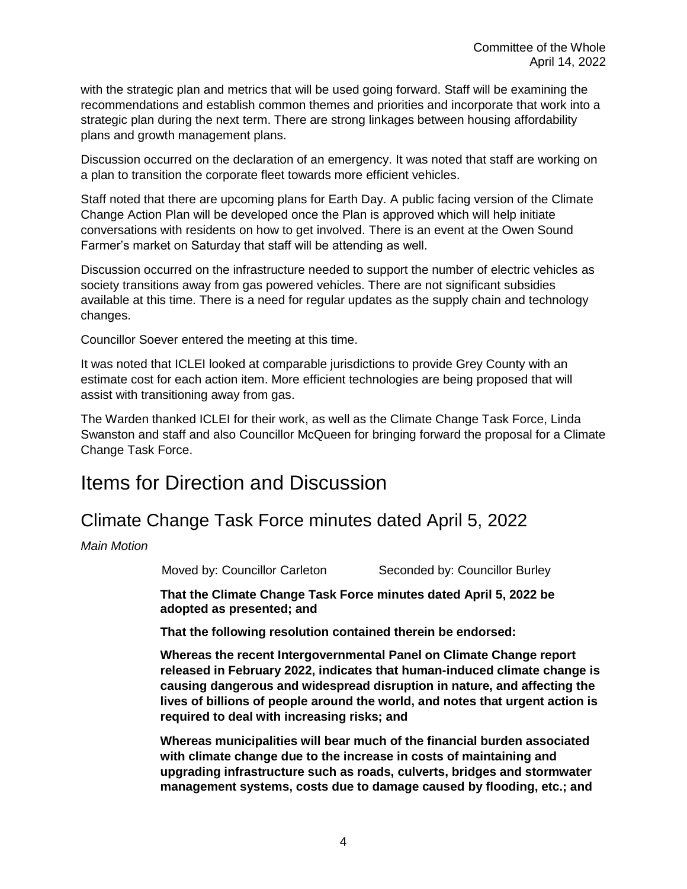with the strategic plan and metrics that will be used going forward. Staff will be examining the recommendations and establish common themes and priorities and incorporate that work into a strategic plan during the next term. There are strong linkages between housing affordability plans and growth management plans.

Discussion occurred on the declaration of an emergency. It was noted that staff are working on a plan to transition the corporate fleet towards more efficient vehicles.

Staff noted that there are upcoming plans for Earth Day. A public facing version of the Climate Change Action Plan will be developed once the Plan is approved which will help initiate conversations with residents on how to get involved. There is an event at the Owen Sound Farmer's market on Saturday that staff will be attending as well.

Discussion occurred on the infrastructure needed to support the number of electric vehicles as society transitions away from gas powered vehicles. There are not significant subsidies available at this time. There is a need for regular updates as the supply chain and technology changes.

Councillor Soever entered the meeting at this time.

It was noted that ICLEI looked at comparable jurisdictions to provide Grey County with an estimate cost for each action item. More efficient technologies are being proposed that will assist with transitioning away from gas.

The Warden thanked ICLEI for their work, as well as the Climate Change Task Force, Linda Swanston and staff and also Councillor McQueen for bringing forward the proposal for a Climate Change Task Force.

# Items for Direction and Discussion

## Climate Change Task Force minutes dated April 5, 2022

*Main Motion*

Moved by: Councillor Carleton Seconded by: Councillor Burley

**That the Climate Change Task Force minutes dated April 5, 2022 be adopted as presented; and**

**That the following resolution contained therein be endorsed:**

**Whereas the recent Intergovernmental Panel on Climate Change report released in February 2022, indicates that human-induced climate change is causing dangerous and widespread disruption in nature, and affecting the lives of billions of people around the world, and notes that urgent action is required to deal with increasing risks; and**

**Whereas municipalities will bear much of the financial burden associated with climate change due to the increase in costs of maintaining and upgrading infrastructure such as roads, culverts, bridges and stormwater management systems, costs due to damage caused by flooding, etc.; and**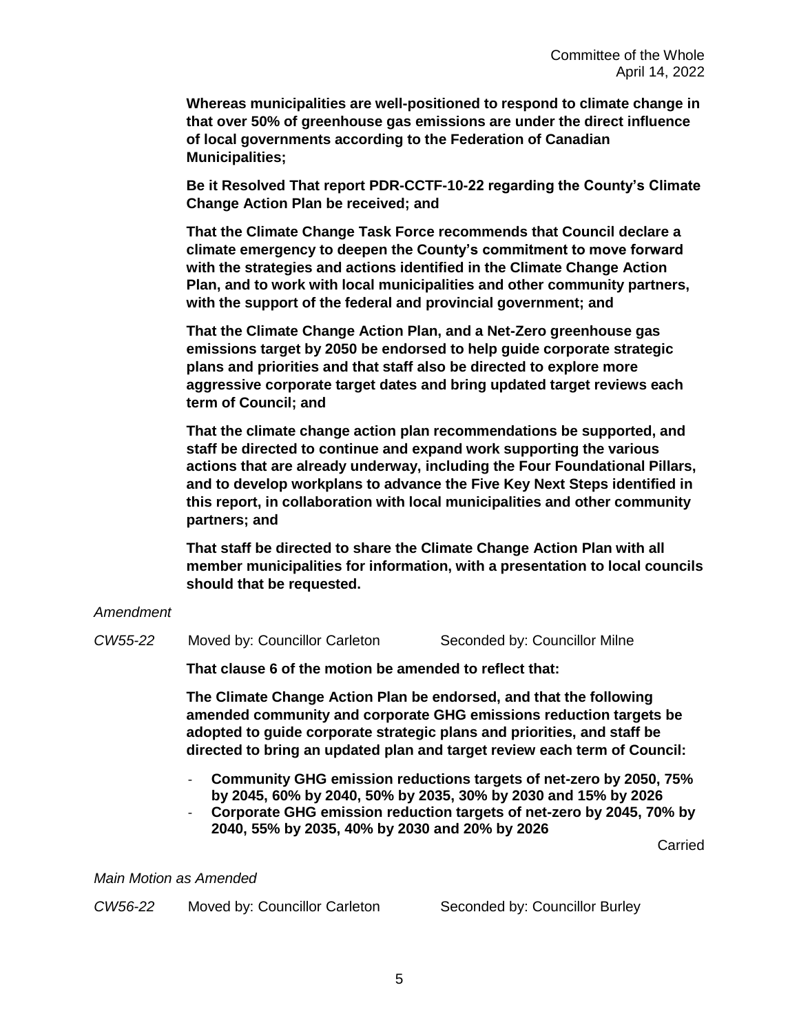**Whereas municipalities are well-positioned to respond to climate change in that over 50% of greenhouse gas emissions are under the direct influence of local governments according to the Federation of Canadian Municipalities;**

**Be it Resolved That report PDR-CCTF-10-22 regarding the County's Climate Change Action Plan be received; and**

**That the Climate Change Task Force recommends that Council declare a climate emergency to deepen the County's commitment to move forward with the strategies and actions identified in the Climate Change Action Plan, and to work with local municipalities and other community partners, with the support of the federal and provincial government; and**

**That the Climate Change Action Plan, and a Net-Zero greenhouse gas emissions target by 2050 be endorsed to help guide corporate strategic plans and priorities and that staff also be directed to explore more aggressive corporate target dates and bring updated target reviews each term of Council; and**

**That the climate change action plan recommendations be supported, and staff be directed to continue and expand work supporting the various actions that are already underway, including the Four Foundational Pillars, and to develop workplans to advance the Five Key Next Steps identified in this report, in collaboration with local municipalities and other community partners; and**

**That staff be directed to share the Climate Change Action Plan with all member municipalities for information, with a presentation to local councils should that be requested.**

*Amendment*

*CW55-22* Moved by: Councillor Carleton Seconded by: Councillor Milne

**That clause 6 of the motion be amended to reflect that:**

**The Climate Change Action Plan be endorsed, and that the following amended community and corporate GHG emissions reduction targets be adopted to guide corporate strategic plans and priorities, and staff be directed to bring an updated plan and target review each term of Council:**

- **Community GHG emission reductions targets of net-zero by 2050, 75% by 2045, 60% by 2040, 50% by 2035, 30% by 2030 and 15% by 2026**
- **Corporate GHG emission reduction targets of net-zero by 2045, 70% by 2040, 55% by 2035, 40% by 2030 and 20% by 2026**

Carried

*Main Motion as Amended*

*CW56-22* Moved by: Councillor Carleton Seconded by: Councillor Burley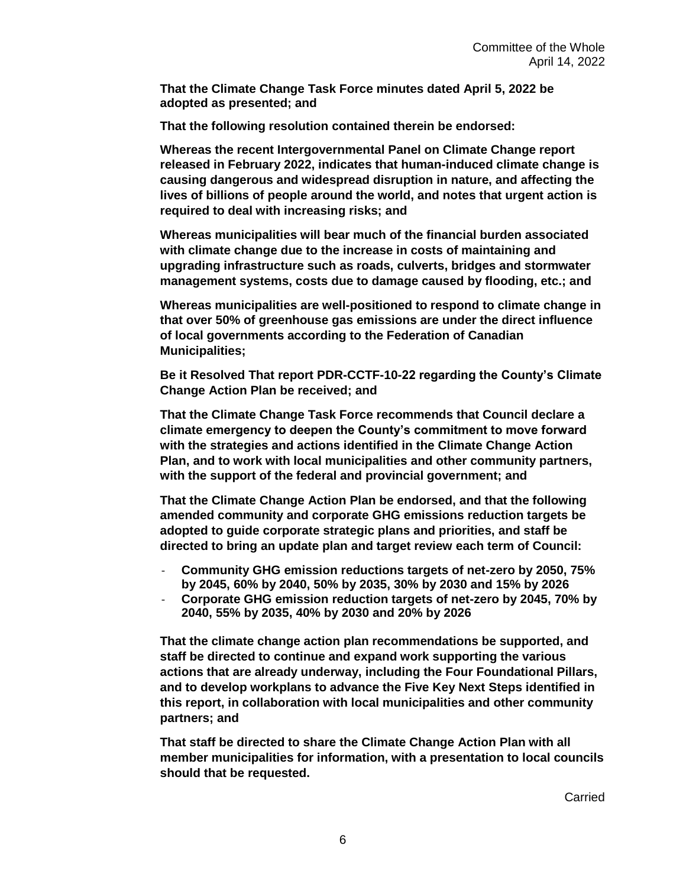**That the Climate Change Task Force minutes dated April 5, 2022 be adopted as presented; and**

**That the following resolution contained therein be endorsed:**

**Whereas the recent Intergovernmental Panel on Climate Change report released in February 2022, indicates that human-induced climate change is causing dangerous and widespread disruption in nature, and affecting the lives of billions of people around the world, and notes that urgent action is required to deal with increasing risks; and**

**Whereas municipalities will bear much of the financial burden associated with climate change due to the increase in costs of maintaining and upgrading infrastructure such as roads, culverts, bridges and stormwater management systems, costs due to damage caused by flooding, etc.; and**

**Whereas municipalities are well-positioned to respond to climate change in that over 50% of greenhouse gas emissions are under the direct influence of local governments according to the Federation of Canadian Municipalities;**

**Be it Resolved That report PDR-CCTF-10-22 regarding the County's Climate Change Action Plan be received; and**

**That the Climate Change Task Force recommends that Council declare a climate emergency to deepen the County's commitment to move forward with the strategies and actions identified in the Climate Change Action Plan, and to work with local municipalities and other community partners, with the support of the federal and provincial government; and**

**That the Climate Change Action Plan be endorsed, and that the following amended community and corporate GHG emissions reduction targets be adopted to guide corporate strategic plans and priorities, and staff be directed to bring an update plan and target review each term of Council:**

- **Community GHG emission reductions targets of net-zero by 2050, 75% by 2045, 60% by 2040, 50% by 2035, 30% by 2030 and 15% by 2026**
- **Corporate GHG emission reduction targets of net-zero by 2045, 70% by 2040, 55% by 2035, 40% by 2030 and 20% by 2026**

**That the climate change action plan recommendations be supported, and staff be directed to continue and expand work supporting the various actions that are already underway, including the Four Foundational Pillars, and to develop workplans to advance the Five Key Next Steps identified in this report, in collaboration with local municipalities and other community partners; and**

**That staff be directed to share the Climate Change Action Plan with all member municipalities for information, with a presentation to local councils should that be requested.**

Carried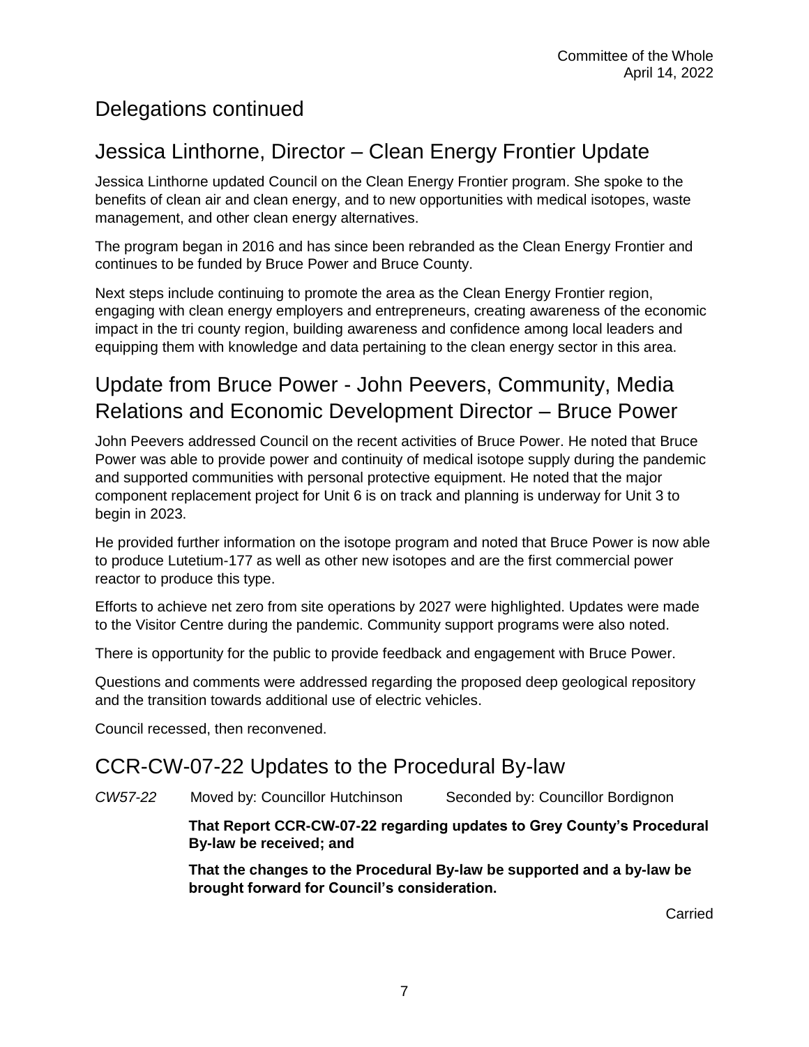## Delegations continued

## Jessica Linthorne, Director – Clean Energy Frontier Update

Jessica Linthorne updated Council on the Clean Energy Frontier program. She spoke to the benefits of clean air and clean energy, and to new opportunities with medical isotopes, waste management, and other clean energy alternatives.

The program began in 2016 and has since been rebranded as the Clean Energy Frontier and continues to be funded by Bruce Power and Bruce County.

Next steps include continuing to promote the area as the Clean Energy Frontier region, engaging with clean energy employers and entrepreneurs, creating awareness of the economic impact in the tri county region, building awareness and confidence among local leaders and equipping them with knowledge and data pertaining to the clean energy sector in this area.

## Update from Bruce Power - John Peevers, Community, Media Relations and Economic Development Director – Bruce Power

John Peevers addressed Council on the recent activities of Bruce Power. He noted that Bruce Power was able to provide power and continuity of medical isotope supply during the pandemic and supported communities with personal protective equipment. He noted that the major component replacement project for Unit 6 is on track and planning is underway for Unit 3 to begin in 2023.

He provided further information on the isotope program and noted that Bruce Power is now able to produce Lutetium-177 as well as other new isotopes and are the first commercial power reactor to produce this type.

Efforts to achieve net zero from site operations by 2027 were highlighted. Updates were made to the Visitor Centre during the pandemic. Community support programs were also noted.

There is opportunity for the public to provide feedback and engagement with Bruce Power.

Questions and comments were addressed regarding the proposed deep geological repository and the transition towards additional use of electric vehicles.

Council recessed, then reconvened.

## CCR-CW-07-22 Updates to the Procedural By-law

*CW57-22* Moved by: Councillor Hutchinson Seconded by: Councillor Bordignon

**That Report CCR-CW-07-22 regarding updates to Grey County's Procedural By-law be received; and**

**That the changes to the Procedural By-law be supported and a by-law be brought forward for Council's consideration.**

Carried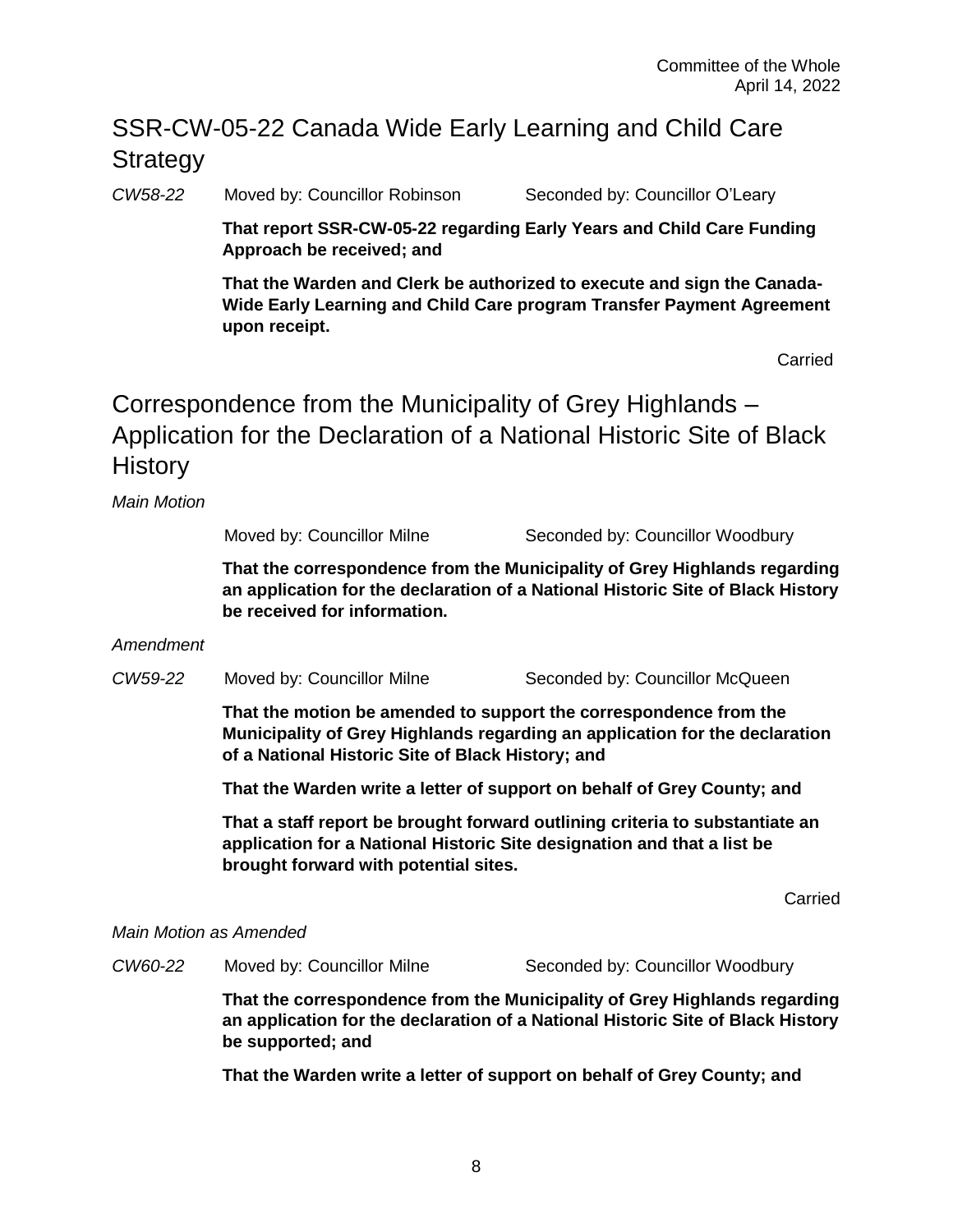## SSR-CW-05-22 Canada Wide Early Learning and Child Care Strategy

*CW58-22* Moved by: Councillor Robinson Seconded by: Councillor O'Leary

**That report SSR-CW-05-22 regarding Early Years and Child Care Funding Approach be received; and**

**That the Warden and Clerk be authorized to execute and sign the Canada-Wide Early Learning and Child Care program Transfer Payment Agreement upon receipt.**

Carried

## Correspondence from the Municipality of Grey Highlands – Application for the Declaration of a National Historic Site of Black History

*Main Motion*

Moved by: Councillor Milne Seconded by: Councillor Woodbury

**That the correspondence from the Municipality of Grey Highlands regarding an application for the declaration of a National Historic Site of Black History be received for information.**

*Amendment*

*CW59-22* Moved by: Councillor Milne Seconded by: Councillor McQueen

**That the motion be amended to support the correspondence from the Municipality of Grey Highlands regarding an application for the declaration of a National Historic Site of Black History; and**

**That the Warden write a letter of support on behalf of Grey County; and**

**That a staff report be brought forward outlining criteria to substantiate an application for a National Historic Site designation and that a list be brought forward with potential sites.**

Carried

*Main Motion as Amended*

*CW60-22* Moved by: Councillor Milne Seconded by: Councillor Woodbury

**That the correspondence from the Municipality of Grey Highlands regarding an application for the declaration of a National Historic Site of Black History be supported; and**

**That the Warden write a letter of support on behalf of Grey County; and**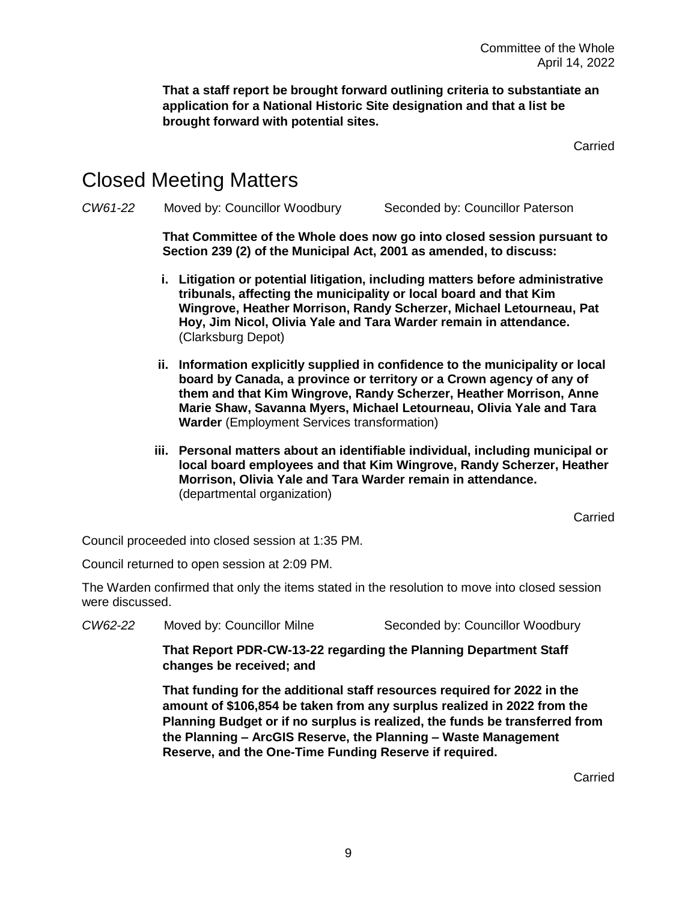**That a staff report be brought forward outlining criteria to substantiate an application for a National Historic Site designation and that a list be brought forward with potential sites.**

Carried

# Closed Meeting Matters

*CW61-22* Moved by: Councillor Woodbury Seconded by: Councillor Paterson

**That Committee of the Whole does now go into closed session pursuant to Section 239 (2) of the Municipal Act, 2001 as amended, to discuss:**

i. **Litigation or potential litigation, including matters before administrative tribunals, affecting the municipality or local board and that Kim Wingrove, Heather Morrison, Randy Scherzer, Michael Letourneau, Pat Hoy, Jim Nicol, Olivia Yale and Tara Warder remain in attendance.** (Clarksburg Depot)

ii. **Information explicitly supplied in confidence to the municipality or local board by Canada, a province or territory or a Crown agency of any of them and that Kim Wingrove, Randy Scherzer, Heather Morrison, Anne Marie Shaw, Savanna Myers, Michael Letourneau, Olivia Yale and Tara Warder** (Employment Services transformation)

iii. **Personal matters about an identifiable individual, including municipal or local board employees and that Kim Wingrove, Randy Scherzer, Heather Morrison, Olivia Yale and Tara Warder remain in attendance.** (departmental organization)

Carried

Council proceeded into closed session at 1:35 PM.

Council returned to open session at 2:09 PM.

The Warden confirmed that only the items stated in the resolution to move into closed session were discussed.

*CW62-22* Moved by: Councillor Milne Seconded by: Councillor Woodbury

**That Report PDR-CW-13-22 regarding the Planning Department Staff changes be received; and**

**That funding for the additional staff resources required for 2022 in the amount of $106,854 be taken from any surplus realized in 2022 from the Planning Budget or if no surplus is realized, the funds be transferred from the Planning – ArcGIS Reserve, the Planning – Waste Management Reserve, and the One-Time Funding Reserve if required.**

Carried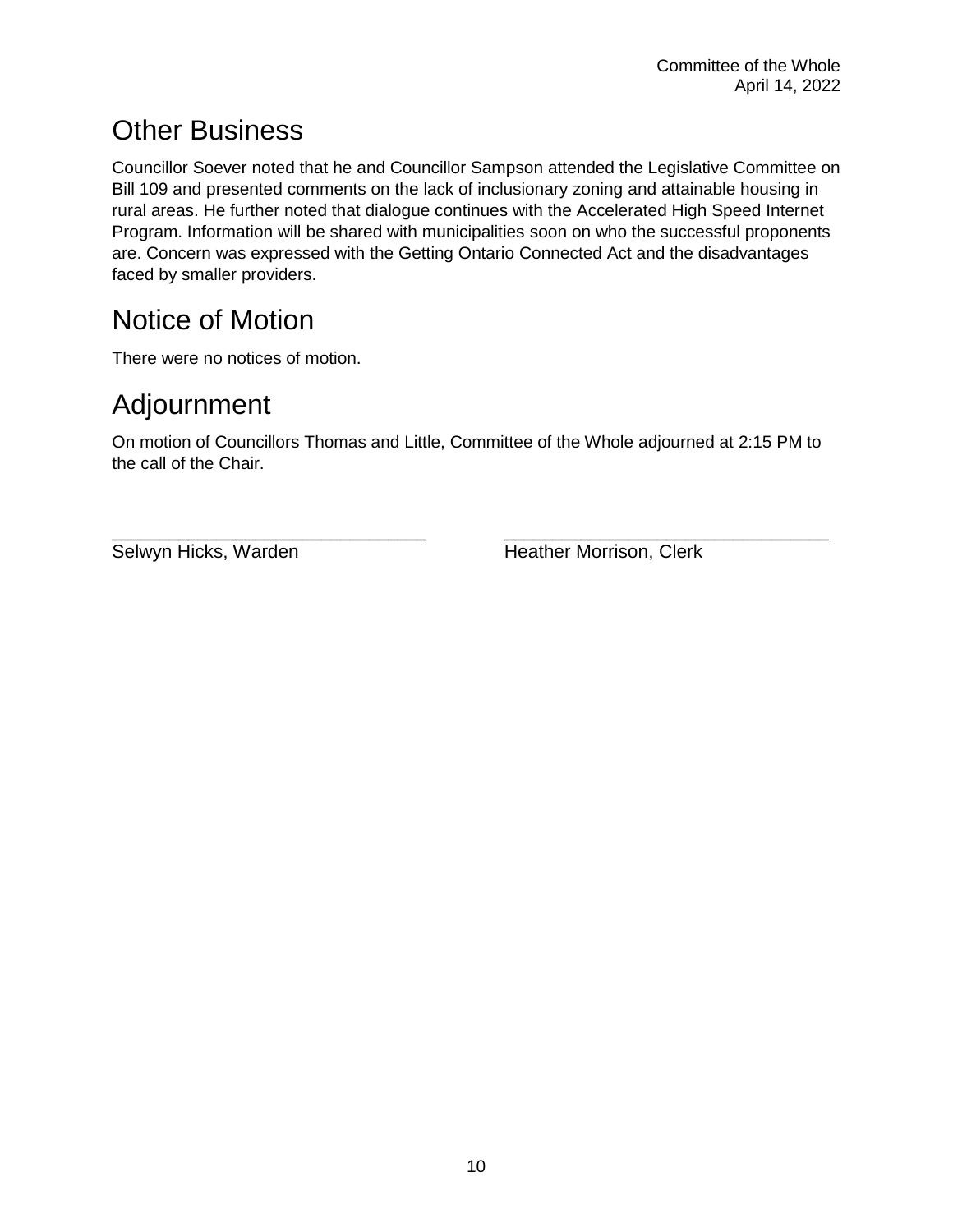## Other Business

Councillor Soever noted that he and Councillor Sampson attended the Legislative Committee on Bill 109 and presented comments on the lack of inclusionary zoning and attainable housing in rural areas. He further noted that dialogue continues with the Accelerated High Speed Internet Program. Information will be shared with municipalities soon on who the successful proponents are. Concern was expressed with the Getting Ontario Connected Act and the disadvantages faced by smaller providers.

## Notice of Motion

There were no notices of motion.

## Adjournment

On motion of Councillors Thomas and Little, Committee of the Whole adjourned at 2:15 PM to the call of the Chair.

\_\_\_\_\_\_\_\_\_\_\_\_\_\_\_\_\_\_\_\_\_\_\_\_\_\_\_\_\_\_\_\_
Selwyn Hicks, Warden

\_\_\_\_\_\_\_\_\_\_\_\_\_\_\_\_\_\_\_\_\_\_\_\_\_\_\_\_\_\_\_\_
Heather Morrison, Clerk